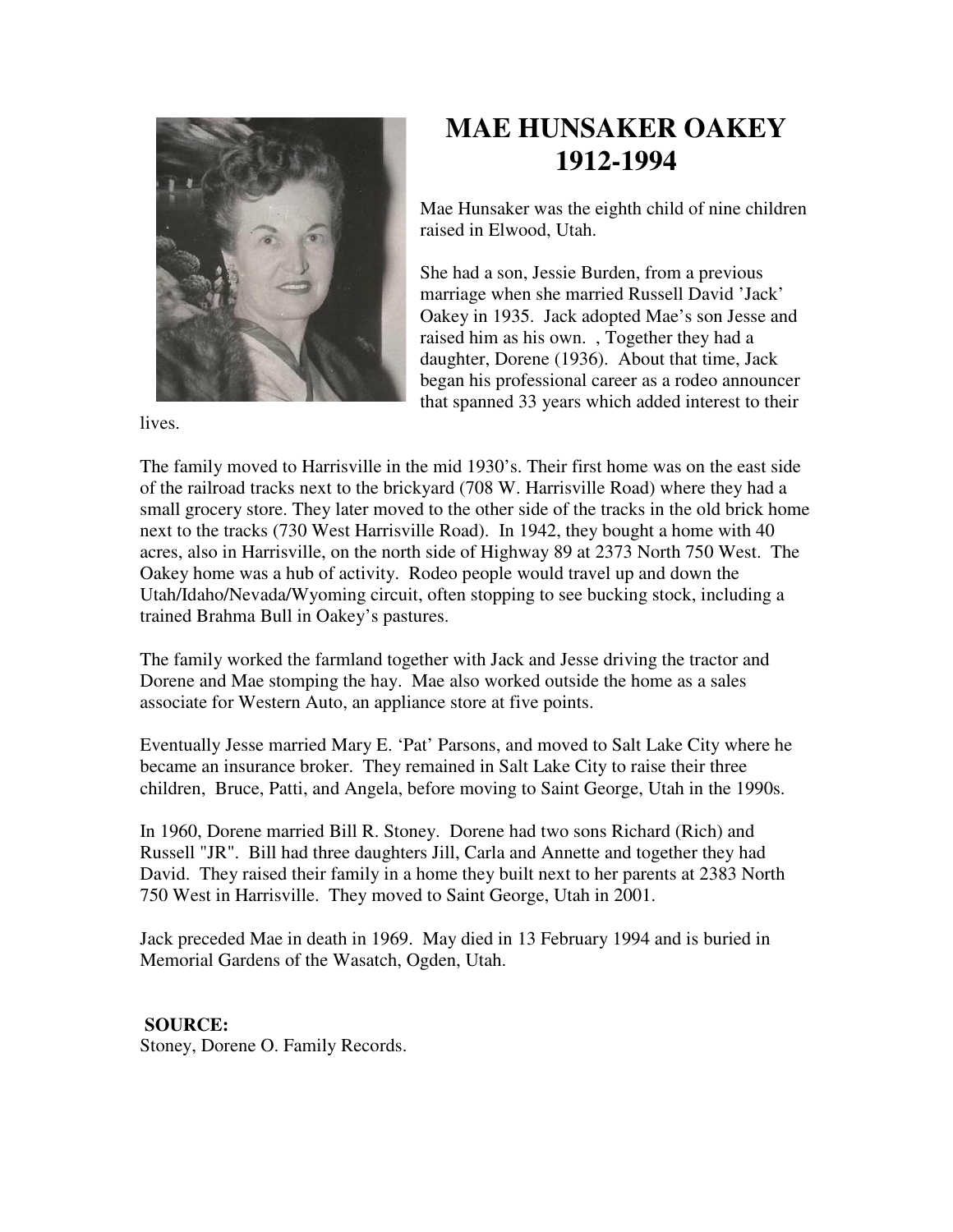# MAE HUNSAKER OAKEY
# 1912-1994

Mae Hunsaker was the eighth child of nine children raised in Elwood, Utah.

She had a son, Jessie Burden, from a previous marriage when she married Russell David 'Jack' Oakey in 1935. Jack adopted Mae's son Jesse and raised him as his own. , Together they had a daughter, Dorene (1936). About that time, Jack began his professional career as a rodeo announcer that spanned 33 years which added interest to their lives.

The family moved to Harrisville in the mid 1930's. Their first home was on the east side of the railroad tracks next to the brickyard (708 W. Harrisville Road) where they had a small grocery store. They later moved to the other side of the tracks in the old brick home next to the tracks (730 West Harrisville Road). In 1942, they bought a home with 40 acres, also in Harrisville, on the north side of Highway 89 at 2373 North 750 West. The Oakey home was a hub of activity. Rodeo people would travel up and down the Utah/Idaho/Nevada/Wyoming circuit, often stopping to see bucking stock, including a trained Brahma Bull in Oakey's pastures.

The family worked the farmland together with Jack and Jesse driving the tractor and Dorene and Mae stomping the hay. Mae also worked outside the home as a sales associate for Western Auto, an appliance store at five points.

Eventually Jesse married Mary E. 'Pat' Parsons, and moved to Salt Lake City where he became an insurance broker. They remained in Salt Lake City to raise their three children, Bruce, Patti, and Angela, before moving to Saint George, Utah in the 1990s.

In 1960, Dorene married Bill R. Stoney. Dorene had two sons Richard (Rich) and Russell "JR". Bill had three daughters Jill, Carla and Annette and together they had David. They raised their family in a home they built next to her parents at 2383 North 750 West in Harrisville. They moved to Saint George, Utah in 2001.

Jack preceded Mae in death in 1969. May died in 13 February 1994 and is buried in Memorial Gardens of the Wasatch, Ogden, Utah.

**SOURCE:**
Stoney, Dorene O. Family Records.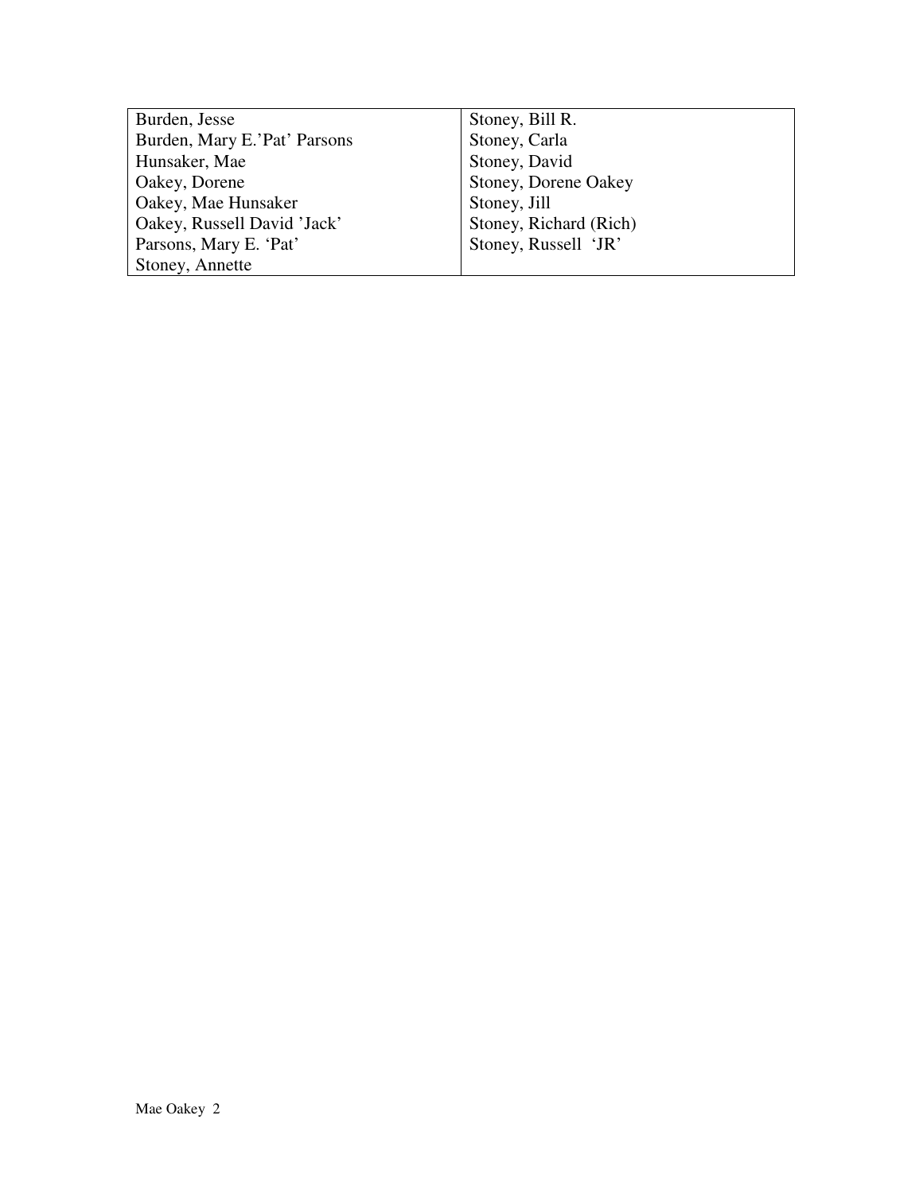| | |
|---|---|
| Burden, Jesse | Stoney, Bill R. |
| Burden, Mary E.'Pat' Parsons | Stoney, Carla |
| Hunsaker, Mae | Stoney, David |
| Oakey, Dorene | Stoney, Dorene Oakey |
| Oakey, Mae Hunsaker | Stoney, Jill |
| Oakey, Russell David 'Jack' | Stoney, Richard (Rich) |
| Parsons, Mary E. 'Pat' | Stoney, Russell 'JR' |
| Stoney, Annette | |